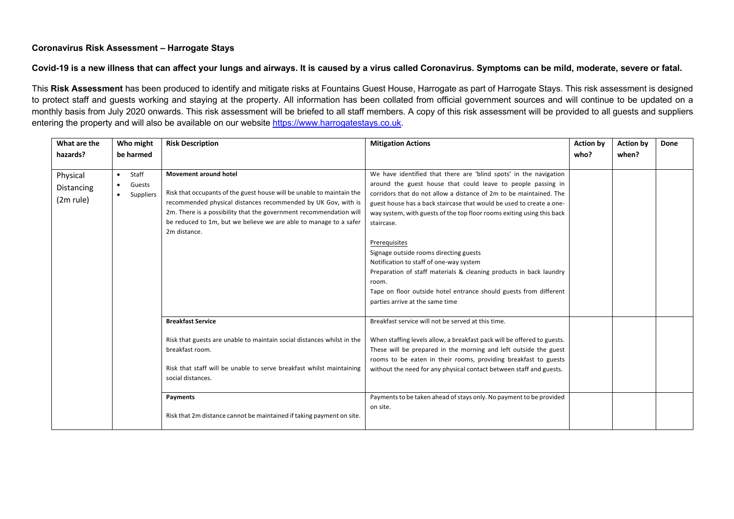**Coronavirus Risk Assessment – Harrogate Stays**

**Covid-19 is a new illness that can affect your lungs and airways. It is caused by a virus called Coronavirus. Symptoms can be mild, moderate, severe or fatal.**

This **Risk Assessment** has been produced to identify and mitigate risks at Fountains Guest House, Harrogate as part of Harrogate Stays. This risk assessment is designed to protect staff and guests working and staying at the property. All information has been collated from official government sources and will continue to be updated on a monthly basis from July 2020 onwards. This risk assessment will be briefed to all staff members. A copy of this risk assessment will be provided to all guests and suppliers entering the property and will also be available on our website [https://www.harrogatestays.co.uk](https://www.harrogatestays.co.uk).

| What are the hazards? | Who might be harmed | Risk Description | Mitigation Actions | Action by who? | Action by when? | Done |
|---|---|---|---|---|---|---|
| Physical Distancing (2m rule) | • Staff<br>• Guests<br>• Suppliers | **Movement around hotel**<br><br>Risk that occupants of the guest house will be unable to maintain the recommended physical distances recommended by UK Gov, with is 2m. There is a possibility that the government recommendation will be reduced to 1m, but we believe we are able to manage to a safer 2m distance. | We have identified that there are 'blind spots' in the navigation around the guest house that could leave to people passing in corridors that do not allow a distance of 2m to be maintained. The guest house has a back staircase that would be used to create a one-way system, with guests of the top floor rooms exiting using this back staircase.<br><br>Prerequisites<br>Signage outside rooms directing guests<br>Notification to staff of one-way system<br>Preparation of staff materials & cleaning products in back laundry room.<br>Tape on floor outside hotel entrance should guests from different parties arrive at the same time | | | |
| | | **Breakfast Service**<br><br>Risk that guests are unable to maintain social distances whilst in the breakfast room.<br><br>Risk that staff will be unable to serve breakfast whilst maintaining social distances. | Breakfast service will not be served at this time.<br><br>When staffing levels allow, a breakfast pack will be offered to guests. These will be prepared in the morning and left outside the guest rooms to be eaten in their rooms, providing breakfast to guests without the need for any physical contact between staff and guests. | | | |
| | | **Payments**<br><br>Risk that 2m distance cannot be maintained if taking payment on site. | Payments to be taken ahead of stays only. No payment to be provided on site. | | | |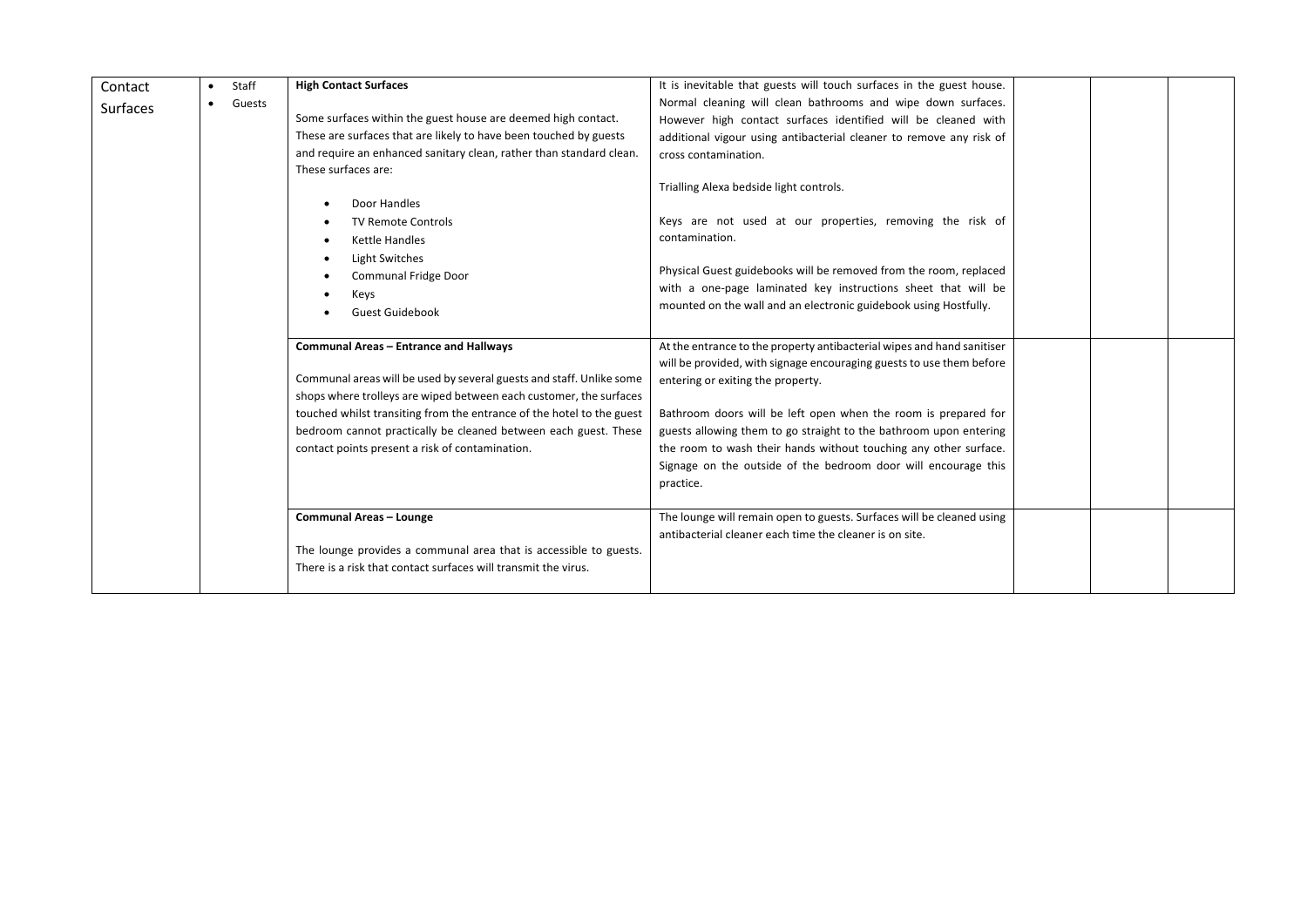| | | | | | | |
|---|---|---|---|---|---|---|
| Contact Surfaces | • Staff<br>• Guests | **High Contact Surfaces**<br><br>Some surfaces within the guest house are deemed high contact. These are surfaces that are likely to have been touched by guests and require an enhanced sanitary clean, rather than standard clean. These surfaces are:<br><br>• Door Handles<br>• TV Remote Controls<br>• Kettle Handles<br>• Light Switches<br>• Communal Fridge Door<br>• Keys<br>• Guest Guidebook | It is inevitable that guests will touch surfaces in the guest house. Normal cleaning will clean bathrooms and wipe down surfaces. However high contact surfaces identified will be cleaned with additional vigour using antibacterial cleaner to remove any risk of cross contamination.<br><br>Trialling Alexa bedside light controls.<br><br>Keys are not used at our properties, removing the risk of contamination.<br><br>Physical Guest guidebooks will be removed from the room, replaced with a one-page laminated key instructions sheet that will be mounted on the wall and an electronic guidebook using Hostfully. | | | |
| | | **Communal Areas – Entrance and Hallways**<br><br>Communal areas will be used by several guests and staff. Unlike some shops where trolleys are wiped between each customer, the surfaces touched whilst transiting from the entrance of the hotel to the guest bedroom cannot practically be cleaned between each guest. These contact points present a risk of contamination. | At the entrance to the property antibacterial wipes and hand sanitiser will be provided, with signage encouraging guests to use them before entering or exiting the property.<br><br>Bathroom doors will be left open when the room is prepared for guests allowing them to go straight to the bathroom upon entering the room to wash their hands without touching any other surface. Signage on the outside of the bedroom door will encourage this practice. | | | |
| | | **Communal Areas – Lounge**<br><br>The lounge provides a communal area that is accessible to guests. There is a risk that contact surfaces will transmit the virus. | The lounge will remain open to guests. Surfaces will be cleaned using antibacterial cleaner each time the cleaner is on site. | | | |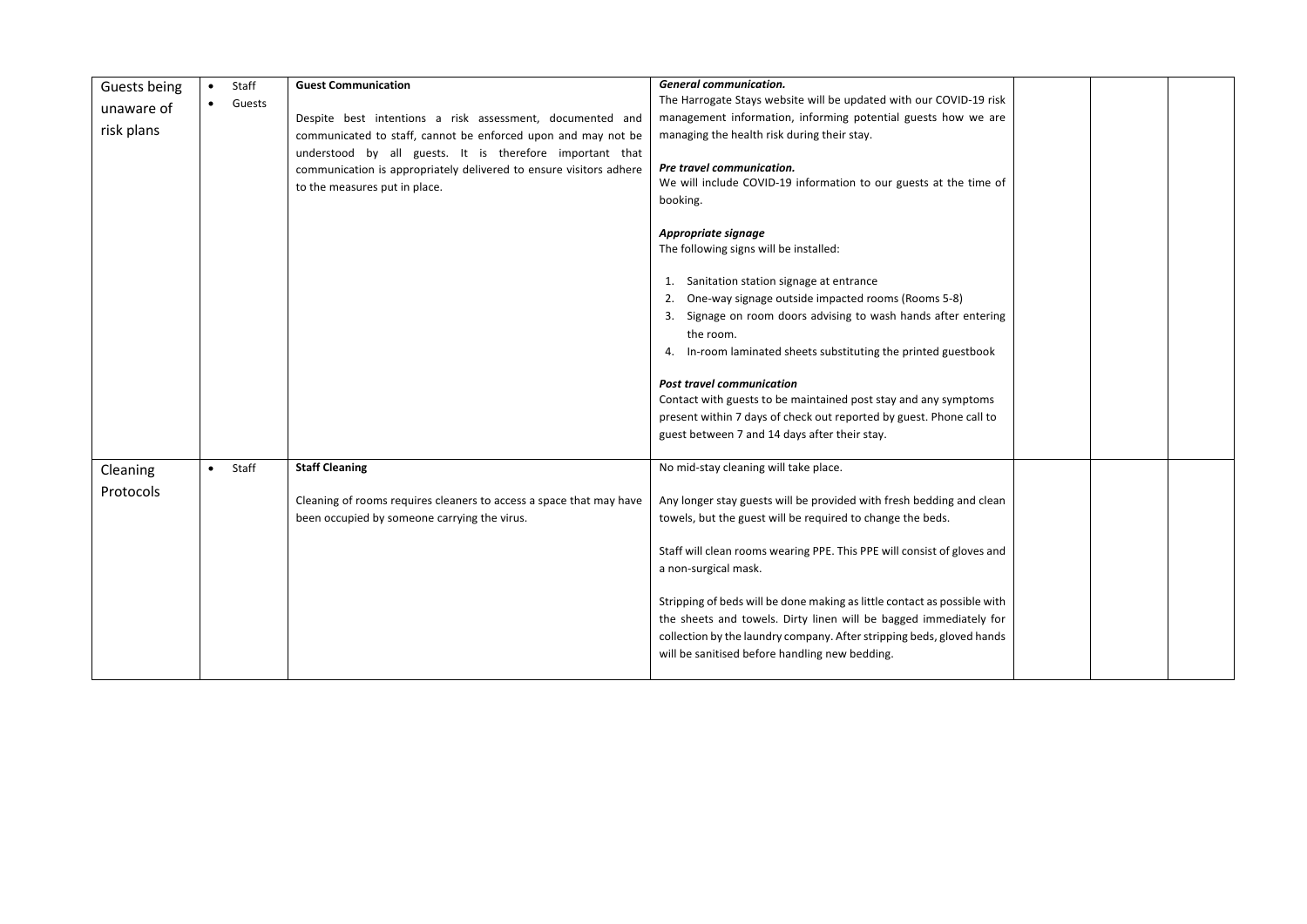| | | | | | | |
|---|---|---|---|---|---|---|
| Guests being unaware of risk plans | • Staff<br>• Guests | **Guest Communication**<br><br>Despite best intentions a risk assessment, documented and communicated to staff, cannot be enforced upon and may not be understood by all guests. It is therefore important that communication is appropriately delivered to ensure visitors adhere to the measures put in place. | ***General communication.***<br>The Harrogate Stays website will be updated with our COVID-19 risk management information, informing potential guests how we are managing the health risk during their stay.<br><br>***Pre travel communication.***<br>We will include COVID-19 information to our guests at the time of booking.<br><br>***Appropriate signage***<br>The following signs will be installed:<br><br>1. Sanitation station signage at entrance<br>2. One-way signage outside impacted rooms (Rooms 5-8)<br>3. Signage on room doors advising to wash hands after entering the room.<br>4. In-room laminated sheets substituting the printed guestbook<br><br>***Post travel communication***<br>Contact with guests to be maintained post stay and any symptoms present within 7 days of check out reported by guest. Phone call to guest between 7 and 14 days after their stay. | | | |
| Cleaning Protocols | • Staff | **Staff Cleaning**<br><br>Cleaning of rooms requires cleaners to access a space that may have been occupied by someone carrying the virus. | No mid-stay cleaning will take place.<br><br>Any longer stay guests will be provided with fresh bedding and clean towels, but the guest will be required to change the beds.<br><br>Staff will clean rooms wearing PPE. This PPE will consist of gloves and a non-surgical mask.<br><br>Stripping of beds will be done making as little contact as possible with the sheets and towels. Dirty linen will be bagged immediately for collection by the laundry company. After stripping beds, gloved hands will be sanitised before handling new bedding. | | | |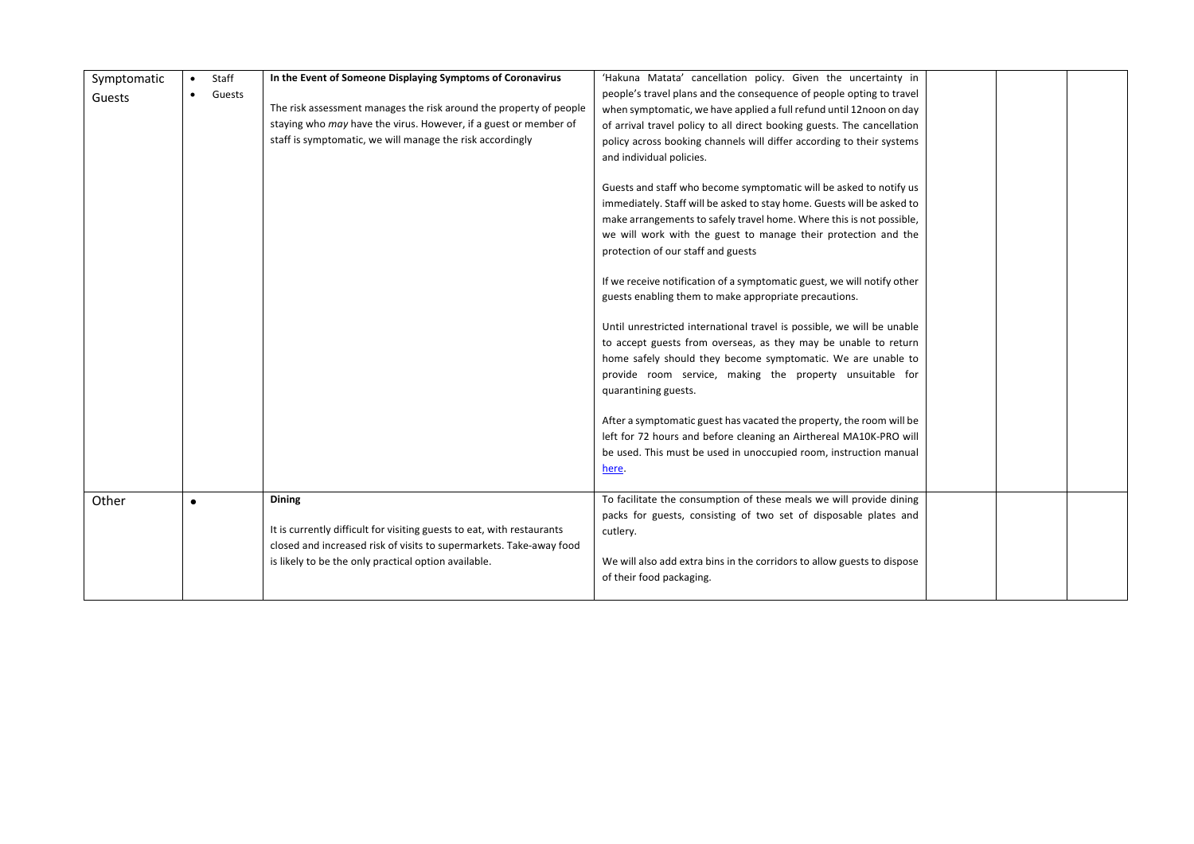| | | | | | | |
|---|---|---|---|---|---|---|
| Symptomatic Guests | • Staff<br>• Guests | **In the Event of Someone Displaying Symptoms of Coronavirus**<br><br>The risk assessment manages the risk around the property of people staying who *may* have the virus. However, if a guest or member of staff is symptomatic, we will manage the risk accordingly | 'Hakuna Matata' cancellation policy. Given the uncertainty in people's travel plans and the consequence of people opting to travel when symptomatic, we have applied a full refund until 12noon on day of arrival travel policy to all direct booking guests. The cancellation policy across booking channels will differ according to their systems and individual policies.<br><br>Guests and staff who become symptomatic will be asked to notify us immediately. Staff will be asked to stay home. Guests will be asked to make arrangements to safely travel home. Where this is not possible, we will work with the guest to manage their protection and the protection of our staff and guests<br><br>If we receive notification of a symptomatic guest, we will notify other guests enabling them to make appropriate precautions.<br><br>Until unrestricted international travel is possible, we will be unable to accept guests from overseas, as they may be unable to return home safely should they become symptomatic. We are unable to provide room service, making the property unsuitable for quarantining guests.<br><br>After a symptomatic guest has vacated the property, the room will be left for 72 hours and before cleaning an Airthereal MA10K-PRO will be used. This must be used in unoccupied room, instruction manual here. | | | |
| Other | • | **Dining**<br><br>It is currently difficult for visiting guests to eat, with restaurants closed and increased risk of visits to supermarkets. Take-away food is likely to be the only practical option available. | To facilitate the consumption of these meals we will provide dining packs for guests, consisting of two set of disposable plates and cutlery.<br><br>We will also add extra bins in the corridors to allow guests to dispose of their food packaging. | | | |